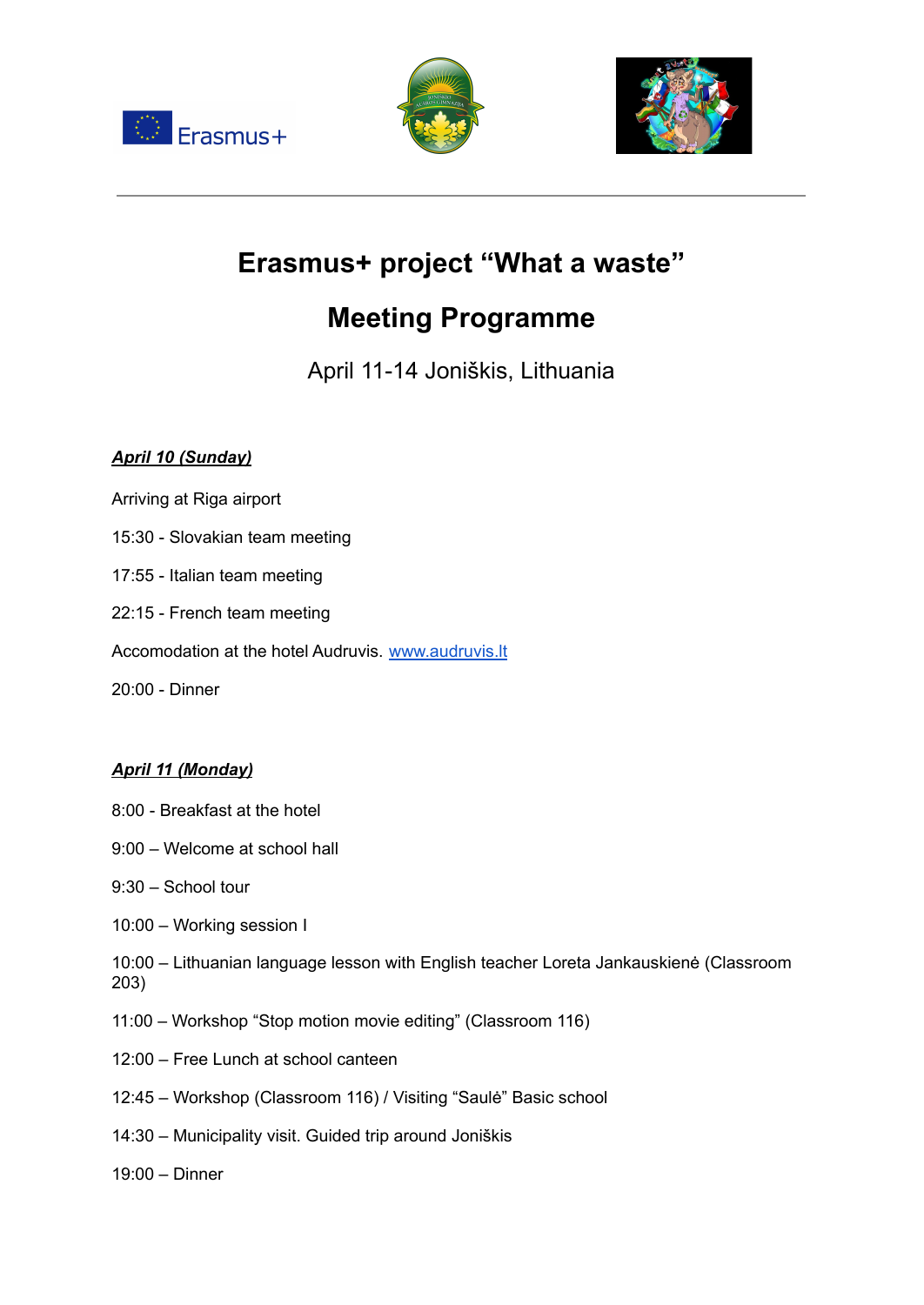# Erasmus+ project “What a waste”

# Meeting Programme

April 11-14 Joniškis, Lithuania

***April 10 (Sunday)***

Arriving at Riga airport

15:30 - Slovakian team meeting

17:55 - Italian team meeting

22:15 - French team meeting

Accomodation at the hotel Audruvis. [www.audruvis.lt](http://www.audruvis.lt)

20:00 - Dinner

***April 11 (Monday)***

8:00 - Breakfast at the hotel

9:00 – Welcome at school hall

9:30 – School tour

10:00 – Working session I

10:00 – Lithuanian language lesson with English teacher Loreta Jankauskienė (Classroom 203)

11:00 – Workshop “Stop motion movie editing” (Classroom 116)

12:00 – Free Lunch at school canteen

12:45 – Workshop (Classroom 116) / Visiting “Saulė” Basic school

14:30 – Municipality visit. Guided trip around Joniškis

19:00 – Dinner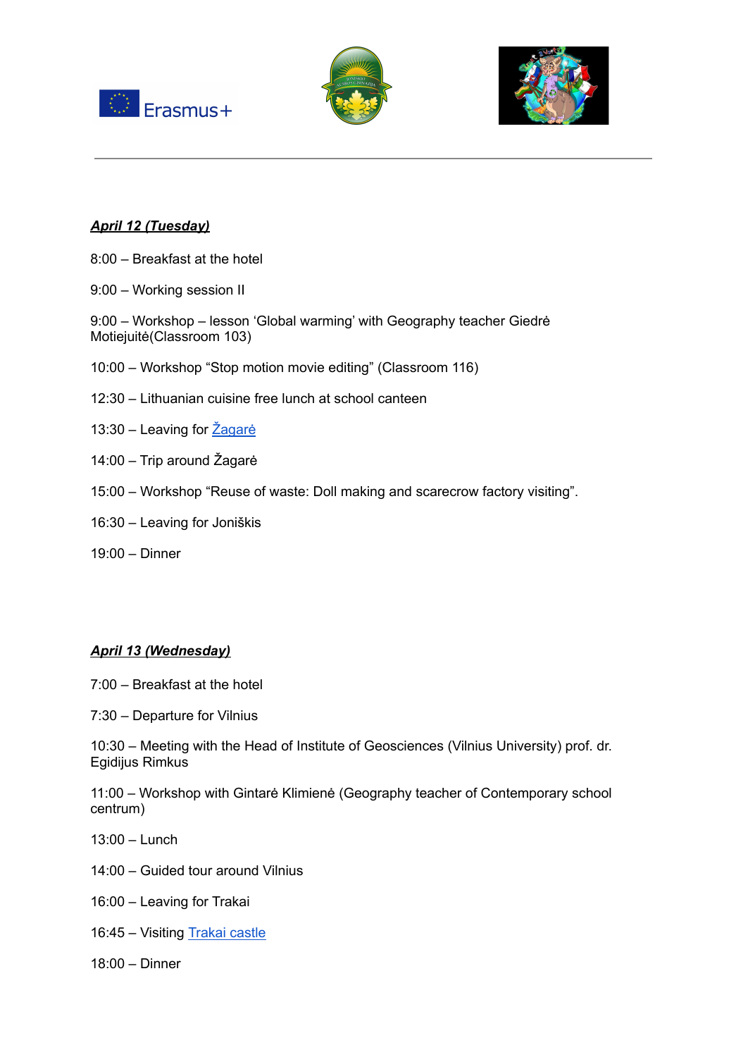***April 12 (Tuesday)***

8:00 – Breakfast at the hotel

9:00 – Working session II

9:00 – Workshop – lesson 'Global warming' with Geography teacher Giedrė Motiejuitė(Classroom 103)

10:00 – Workshop "Stop motion movie editing" (Classroom 116)

12:30 – Lithuanian cuisine free lunch at school canteen

13:30 – Leaving for Žagarė

14:00 – Trip around Žagarė

15:00 – Workshop "Reuse of waste: Doll making and scarecrow factory visiting".

16:30 – Leaving for Joniškis

19:00 – Dinner

***April 13 (Wednesday)***

7:00 – Breakfast at the hotel

7:30 – Departure for Vilnius

10:30 – Meeting with the Head of Institute of Geosciences (Vilnius University) prof. dr. Egidijus Rimkus

11:00 – Workshop with Gintarė Klimienė (Geography teacher of Contemporary school centrum)

13:00 – Lunch

14:00 – Guided tour around Vilnius

16:00 – Leaving for Trakai

16:45 – Visiting Trakai castle

18:00 – Dinner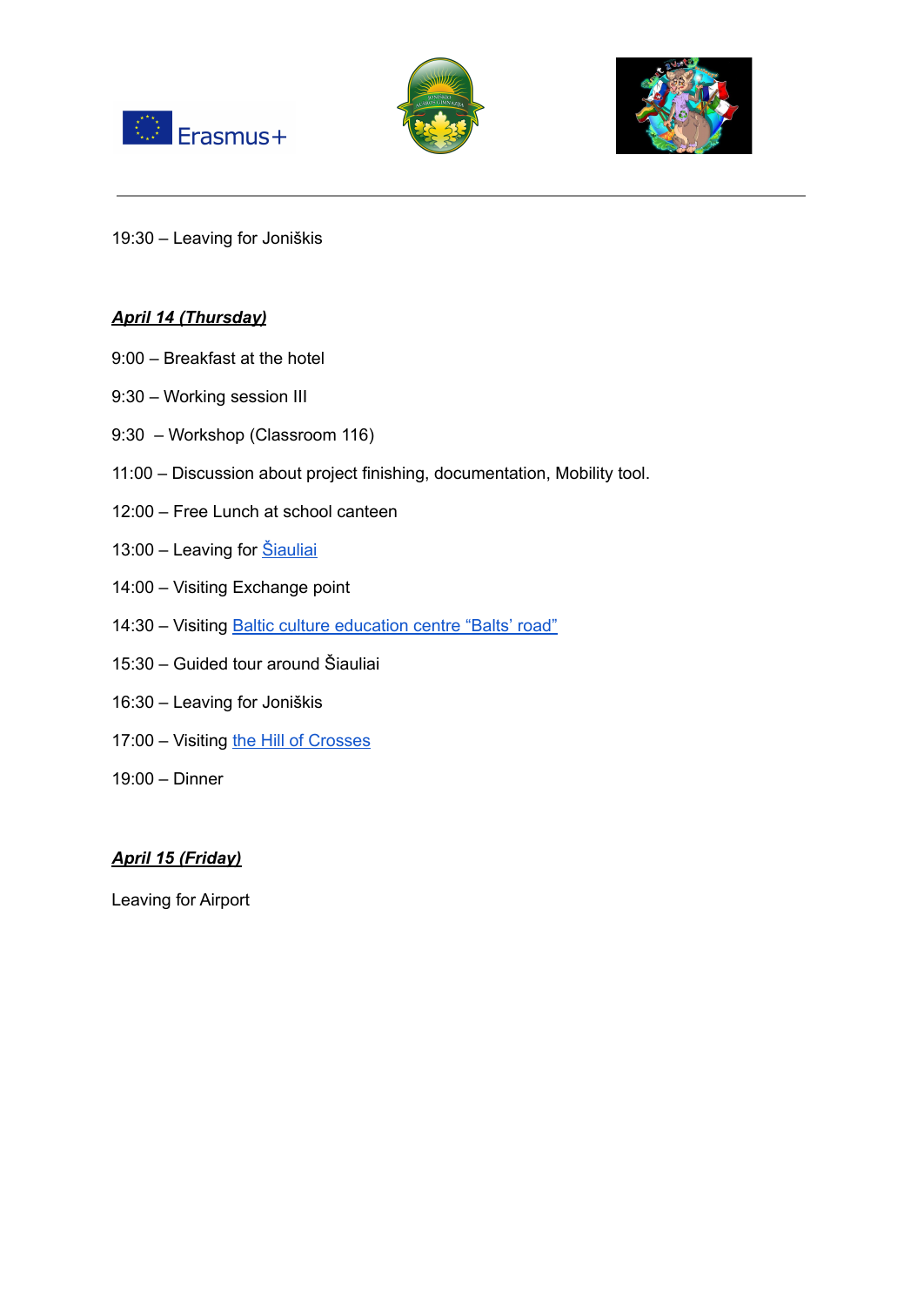19:30 – Leaving for Joniškis

***April 14 (Thursday)***

9:00 – Breakfast at the hotel

9:30 – Working session III

9:30  – Workshop (Classroom 116)

11:00 – Discussion about project finishing, documentation, Mobility tool.

12:00 – Free Lunch at school canteen

13:00 – Leaving for Šiauliai

14:00 – Visiting Exchange point

14:30 – Visiting Baltic culture education centre “Balts’ road”

15:30 – Guided tour around Šiauliai

16:30 – Leaving for Joniškis

17:00 – Visiting the Hill of Crosses

19:00 – Dinner

***April 15 (Friday)***

Leaving for Airport